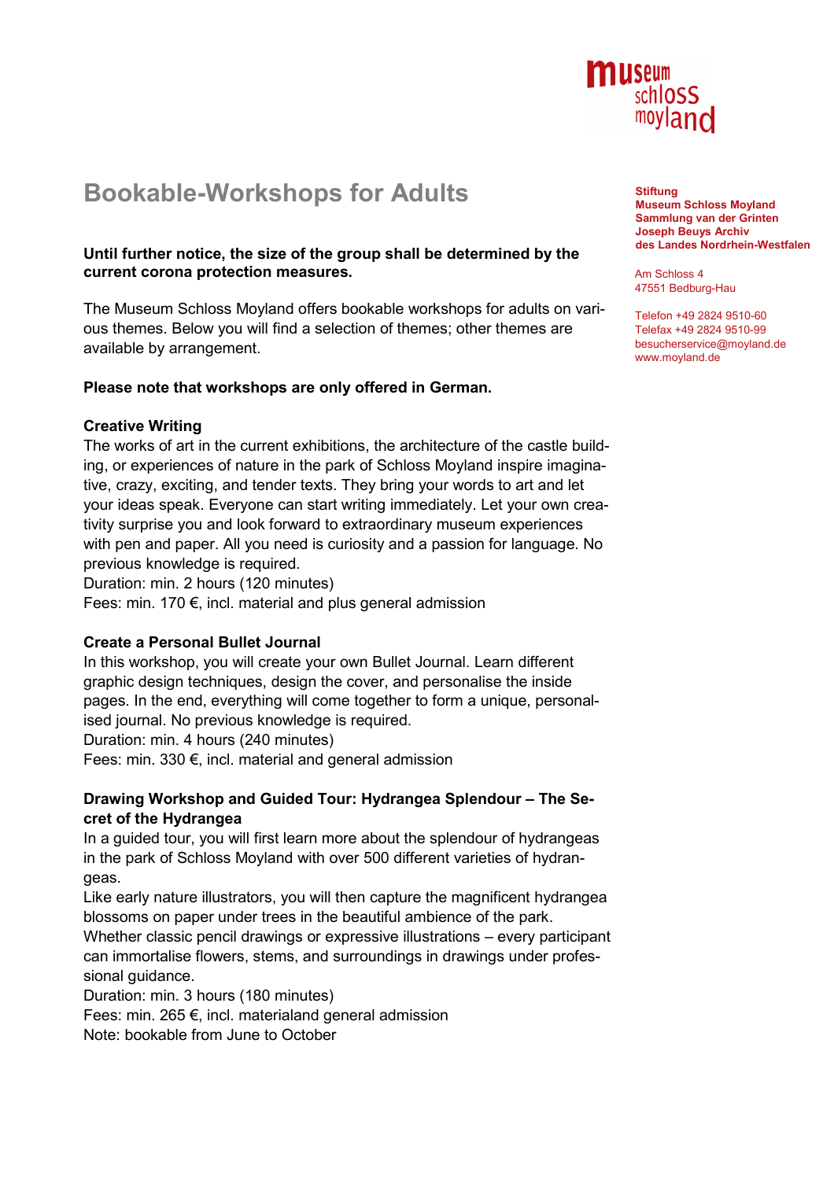museum schloss moyland

**Stiftung**
**Museum Schloss Moyland**
**Sammlung van der Grinten**
**Joseph Beuys Archiv**
**des Landes Nordrhein-Westfalen**

Am Schloss 4
47551 Bedburg-Hau

Telefon +49 2824 9510-60
Telefax +49 2824 9510-99
besucherservice@moyland.de
www.moyland.de

# Bookable-Workshops for Adults

**Until further notice, the size of the group shall be determined by the current corona protection measures.**

The Museum Schloss Moyland offers bookable workshops for adults on various themes. Below you will find a selection of themes; other themes are available by arrangement.

**Please note that workshops are only offered in German.**

### Creative Writing

The works of art in the current exhibitions, the architecture of the castle building, or experiences of nature in the park of Schloss Moyland inspire imaginative, crazy, exciting, and tender texts. They bring your words to art and let your ideas speak. Everyone can start writing immediately. Let your own creativity surprise you and look forward to extraordinary museum experiences with pen and paper. All you need is curiosity and a passion for language. No previous knowledge is required.
Duration: min. 2 hours (120 minutes)
Fees: min. 170 €, incl. material and plus general admission

### Create a Personal Bullet Journal

In this workshop, you will create your own Bullet Journal. Learn different graphic design techniques, design the cover, and personalise the inside pages. In the end, everything will come together to form a unique, personalised journal. No previous knowledge is required.
Duration: min. 4 hours (240 minutes)
Fees: min. 330 €, incl. material and general admission

### Drawing Workshop and Guided Tour: Hydrangea Splendour – The Secret of the Hydrangea

In a guided tour, you will first learn more about the splendour of hydrangeas in the park of Schloss Moyland with over 500 different varieties of hydrangeas.
Like early nature illustrators, you will then capture the magnificent hydrangea blossoms on paper under trees in the beautiful ambience of the park.
Whether classic pencil drawings or expressive illustrations – every participant can immortalise flowers, stems, and surroundings in drawings under professional guidance.
Duration: min. 3 hours (180 minutes)
Fees: min. 265 €, incl. materialand general admission
Note: bookable from June to October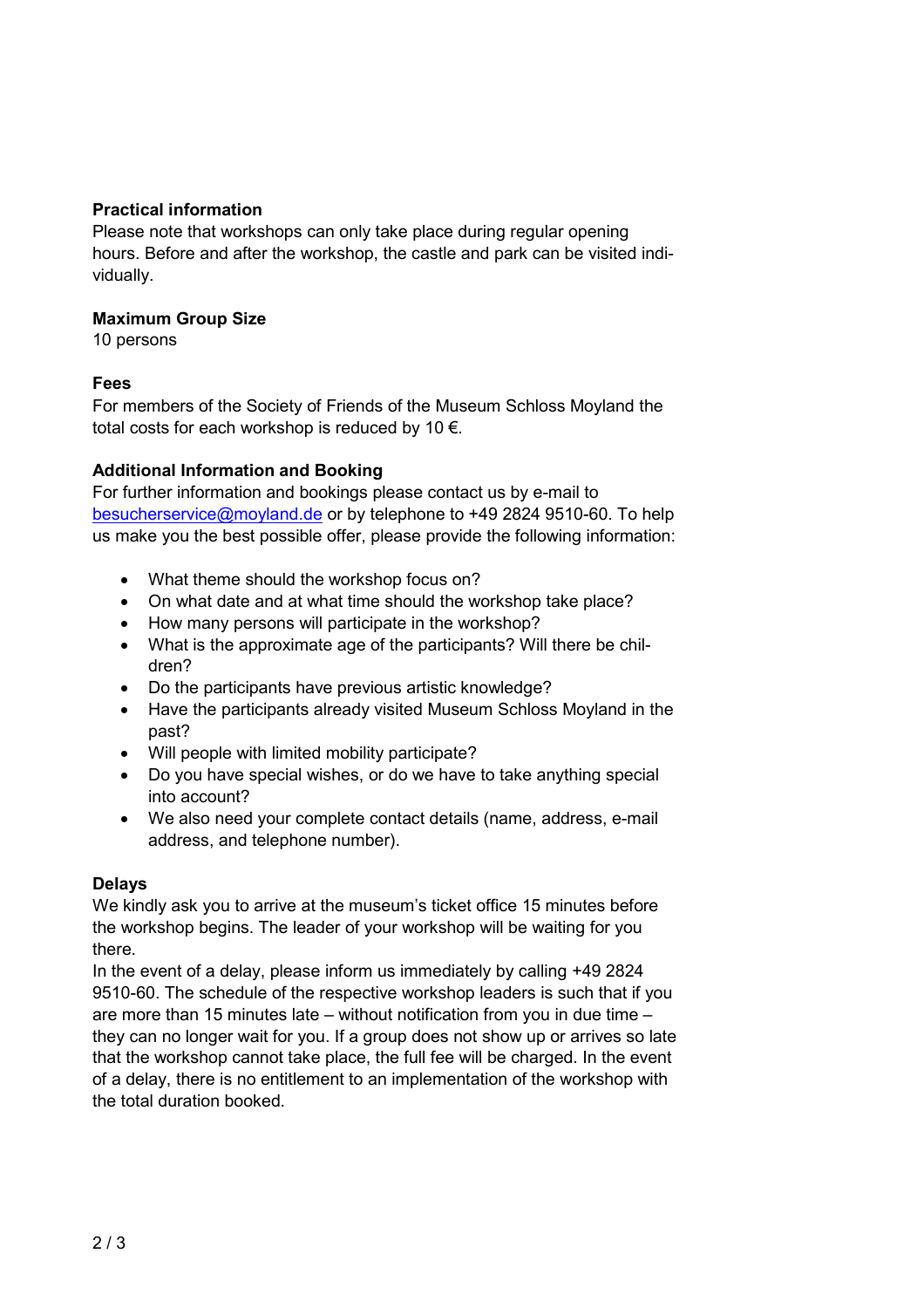**Practical information**

Please note that workshops can only take place during regular opening hours. Before and after the workshop, the castle and park can be visited individually.

**Maximum Group Size**

10 persons

**Fees**

For members of the Society of Friends of the Museum Schloss Moyland the total costs for each workshop is reduced by 10 €.

**Additional Information and Booking**

For further information and bookings please contact us by e-mail to besucherservice@moyland.de or by telephone to +49 2824 9510-60. To help us make you the best possible offer, please provide the following information:

- What theme should the workshop focus on?
- On what date and at what time should the workshop take place?
- How many persons will participate in the workshop?
- What is the approximate age of the participants? Will there be children?
- Do the participants have previous artistic knowledge?
- Have the participants already visited Museum Schloss Moyland in the past?
- Will people with limited mobility participate?
- Do you have special wishes, or do we have to take anything special into account?
- We also need your complete contact details (name, address, e-mail address, and telephone number).

**Delays**

We kindly ask you to arrive at the museum's ticket office 15 minutes before the workshop begins. The leader of your workshop will be waiting for you there.
In the event of a delay, please inform us immediately by calling +49 2824 9510-60. The schedule of the respective workshop leaders is such that if you are more than 15 minutes late – without notification from you in due time – they can no longer wait for you. If a group does not show up or arrives so late that the workshop cannot take place, the full fee will be charged. In the event of a delay, there is no entitlement to an implementation of the workshop with the total duration booked.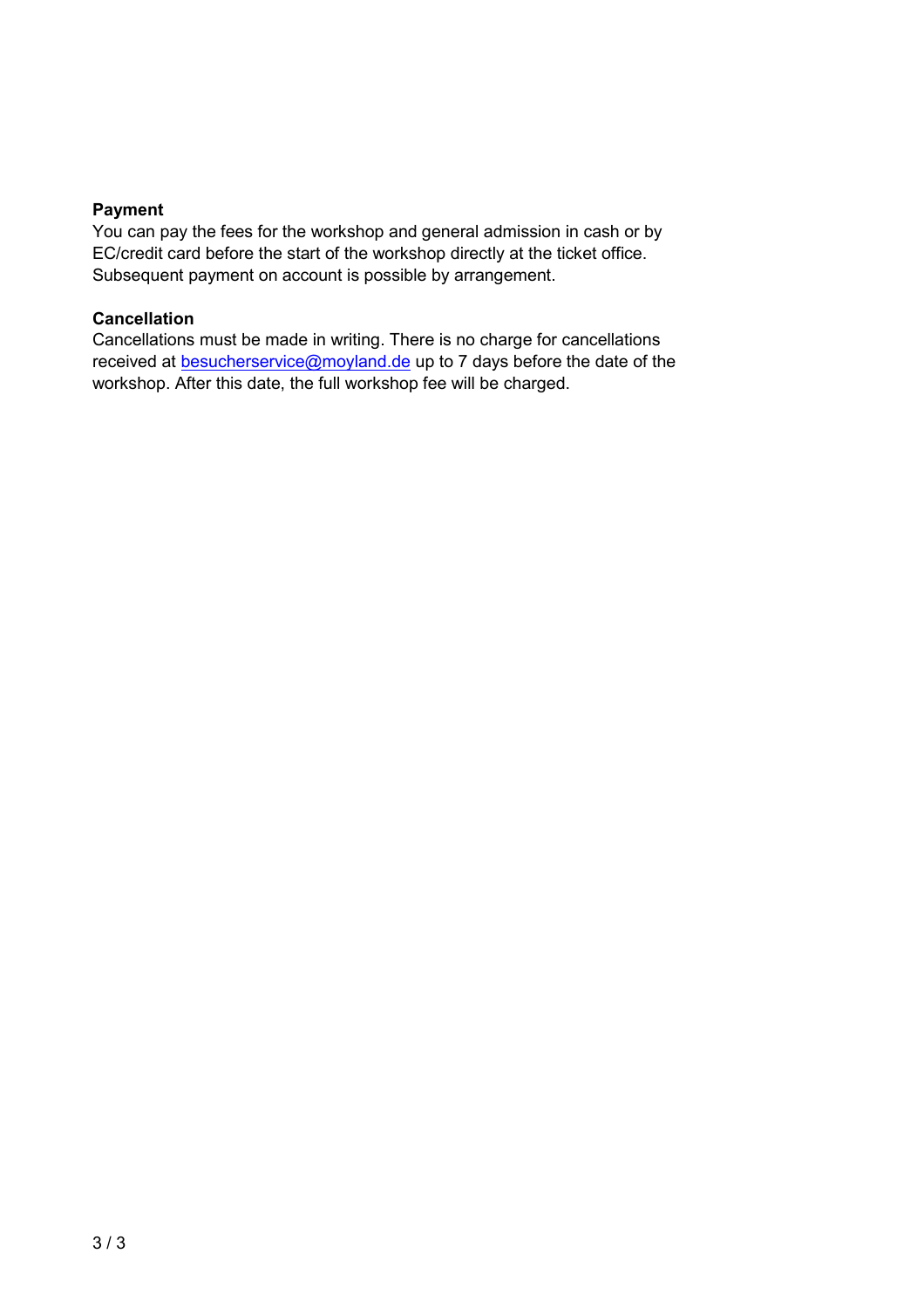**Payment**

You can pay the fees for the workshop and general admission in cash or by EC/credit card before the start of the workshop directly at the ticket office. Subsequent payment on account is possible by arrangement.

**Cancellation**

Cancellations must be made in writing. There is no charge for cancellations received at besucherservice@moyland.de up to 7 days before the date of the workshop. After this date, the full workshop fee will be charged.